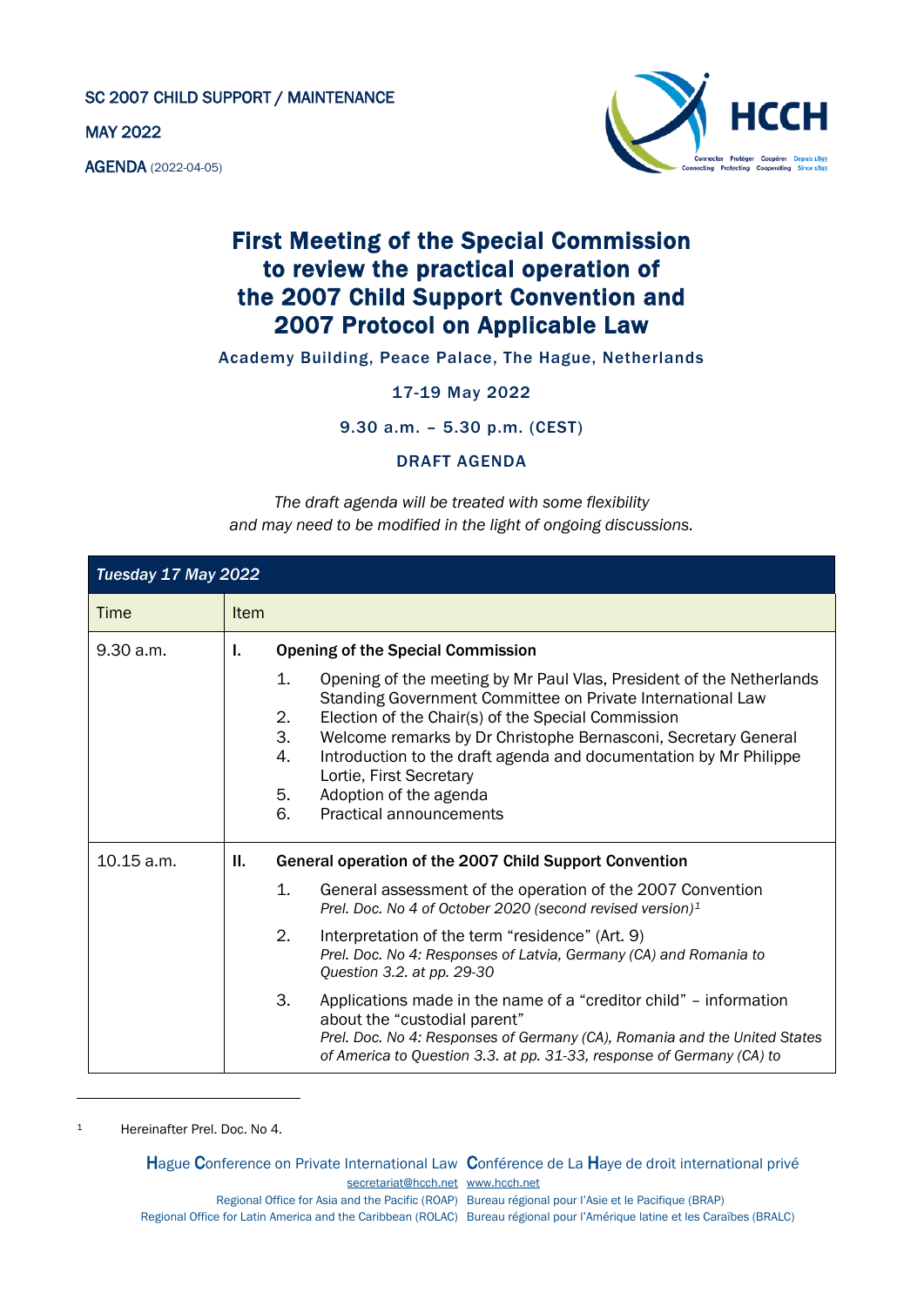SC 2007 CHILD SUPPORT / MAINTENANCE

MAY 2022

AGENDA (2022-04-05)

# First Meeting of the Special Commission to review the practical operation of the 2007 Child Support Convention and 2007 Protocol on Applicable Law

Academy Building, Peace Palace, The Hague, Netherlands

17-19 May 2022

9.30 a.m. – 5.30 p.m. (CEST)

## DRAFT AGENDA

*The draft agenda will be treated with some flexibility and may need to be modified in the light of ongoing discussions.*

| *Tuesday 17 May 2022* | |
|---|---|
| Time | Item |
| 9.30 a.m. | **I. Opening of the Special Commission**<br><br>1. Opening of the meeting by Mr Paul Vlas, President of the Netherlands Standing Government Committee on Private International Law<br>2. Election of the Chair(s) of the Special Commission<br>3. Welcome remarks by Dr Christophe Bernasconi, Secretary General<br>4. Introduction to the draft agenda and documentation by Mr Philippe Lortie, First Secretary<br>5. Adoption of the agenda<br>6. Practical announcements |
| 10.15 a.m. | **II. General operation of the 2007 Child Support Convention**<br><br>1. General assessment of the operation of the 2007 Convention<br>*Prel. Doc. No 4 of October 2020 (second revised version)*[1]<br><br>2. Interpretation of the term "residence" (Art. 9)<br>*Prel. Doc. No 4: Responses of Latvia, Germany (CA) and Romania to Question 3.2. at pp. 29-30*<br><br>3. Applications made in the name of a "creditor child" – information about the "custodial parent"<br>*Prel. Doc. No 4: Responses of Germany (CA), Romania and the United States of America to Question 3.3. at pp. 31-33, response of Germany (CA) to* |

[1] Hereinafter Prel. Doc. No 4.

Hague Conference on Private International Law Conférence de La Haye de droit international privé
secretariat@hcch.net www.hcch.net
Regional Office for Asia and the Pacific (ROAP) Bureau régional pour l'Asie et le Pacifique (BRAP)
Regional Office for Latin America and the Caribbean (ROLAC) Bureau régional pour l'Amérique latine et les Caraïbes (BRALC)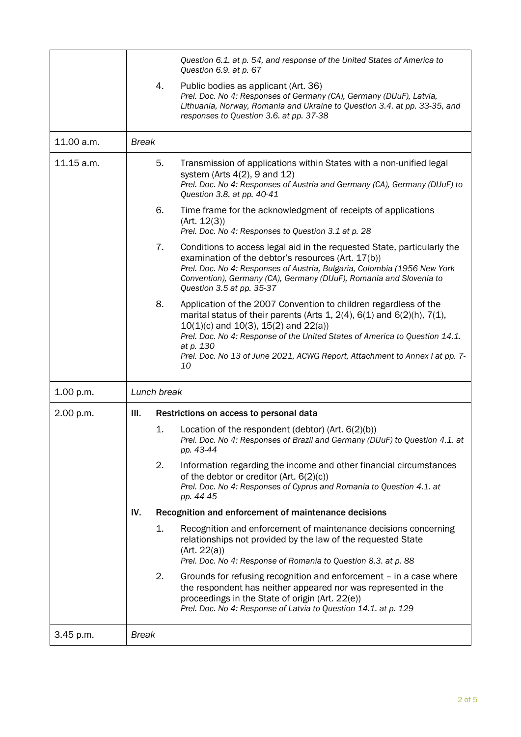| | |
|---|---|
| | *Question 6.1. at p. 54, and response of the United States of America to Question 6.9. at p. 67*<br><br>4. Public bodies as applicant (Art. 36)<br>*Prel. Doc. No 4: Responses of Germany (CA), Germany (DIJuF), Latvia, Lithuania, Norway, Romania and Ukraine to Question 3.4. at pp. 33-35, and responses to Question 3.6. at pp. 37-38* |
| 11.00 a.m. | *Break* |
| 11.15 a.m. | 5. Transmission of applications within States with a non-unified legal system (Arts 4(2), 9 and 12)<br>*Prel. Doc. No 4: Responses of Austria and Germany (CA), Germany (DIJuF) to Question 3.8. at pp. 40-41*<br><br>6. Time frame for the acknowledgment of receipts of applications (Art. 12(3))<br>*Prel. Doc. No 4: Responses to Question 3.1 at p. 28*<br><br>7. Conditions to access legal aid in the requested State, particularly the examination of the debtor's resources (Art. 17(b))<br>*Prel. Doc. No 4: Responses of Austria, Bulgaria, Colombia (1956 New York Convention), Germany (CA), Germany (DIJuF), Romania and Slovenia to Question 3.5 at pp. 35-37*<br><br>8. Application of the 2007 Convention to children regardless of the marital status of their parents (Arts 1, 2(4), 6(1) and 6(2)(h), 7(1), 10(1)(c) and 10(3), 15(2) and 22(a))<br>*Prel. Doc. No 4: Response of the United States of America to Question 14.1. at p. 130*<br>*Prel. Doc. No 13 of June 2021, ACWG Report, Attachment to Annex I at pp. 7-10* |
| 1.00 p.m. | *Lunch break* |
| 2.00 p.m. | **III. Restrictions on access to personal data**<br><br>1. Location of the respondent (debtor) (Art. 6(2)(b))<br>*Prel. Doc. No 4: Responses of Brazil and Germany (DIJuF) to Question 4.1. at pp. 43-44*<br><br>2. Information regarding the income and other financial circumstances of the debtor or creditor (Art. 6(2)(c))<br>*Prel. Doc. No 4: Responses of Cyprus and Romania to Question 4.1. at pp. 44-45*<br><br>**IV. Recognition and enforcement of maintenance decisions**<br><br>1. Recognition and enforcement of maintenance decisions concerning relationships not provided by the law of the requested State (Art. 22(a))<br>*Prel. Doc. No 4: Response of Romania to Question 8.3. at p. 88*<br><br>2. Grounds for refusing recognition and enforcement – in a case where the respondent has neither appeared nor was represented in the proceedings in the State of origin (Art. 22(e))<br>*Prel. Doc. No 4: Response of Latvia to Question 14.1. at p. 129* |
| 3.45 p.m. | *Break* |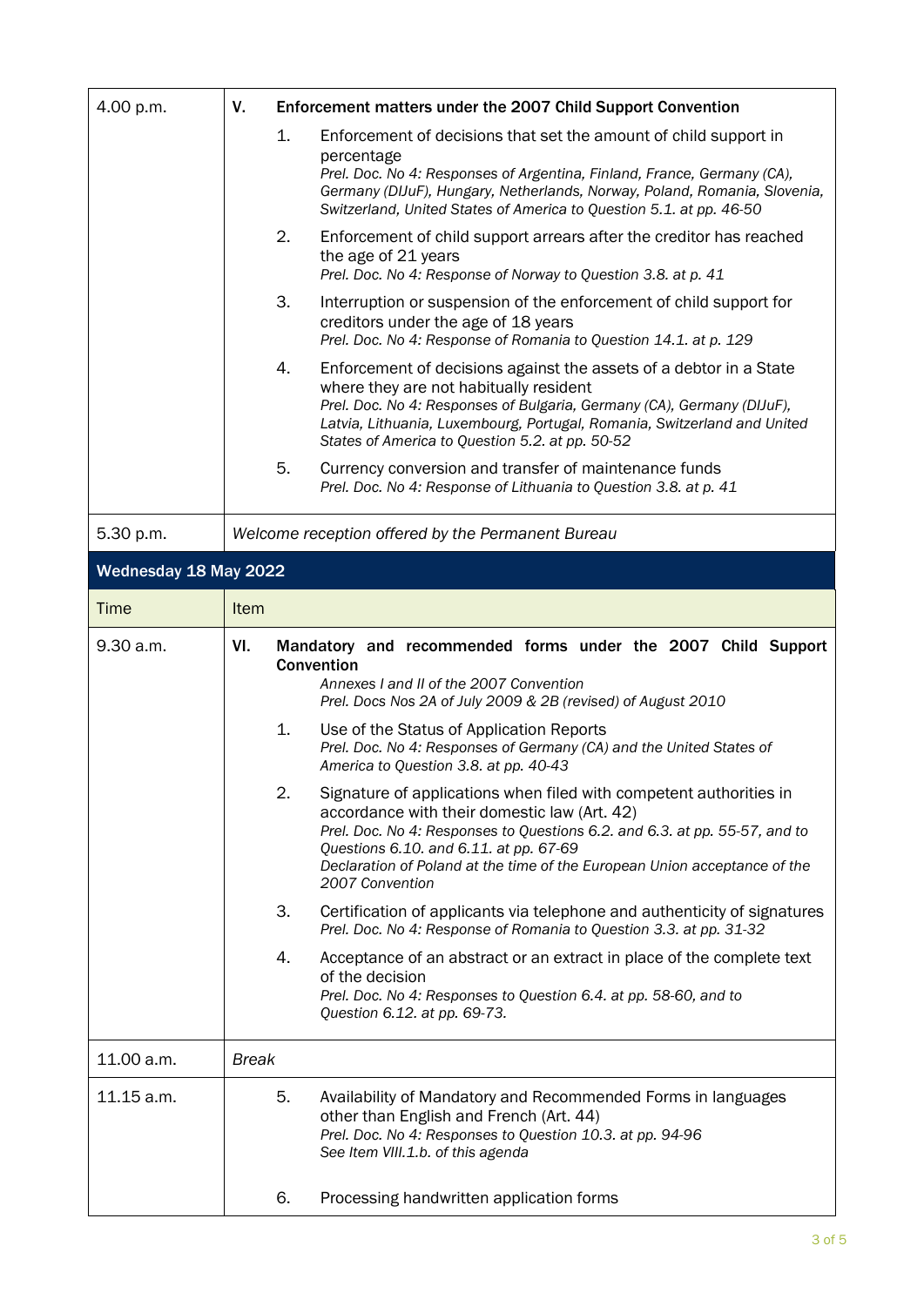| Time | Item |
|---|---|
| 4.00 p.m. | **V. Enforcement matters under the 2007 Child Support Convention**<br><br>1. Enforcement of decisions that set the amount of child support in percentage<br>*Prel. Doc. No 4: Responses of Argentina, Finland, France, Germany (CA), Germany (DIJuF), Hungary, Netherlands, Norway, Poland, Romania, Slovenia, Switzerland, United States of America to Question 5.1. at pp. 46-50*<br><br>2. Enforcement of child support arrears after the creditor has reached the age of 21 years<br>*Prel. Doc. No 4: Response of Norway to Question 3.8. at p. 41*<br><br>3. Interruption or suspension of the enforcement of child support for creditors under the age of 18 years<br>*Prel. Doc. No 4: Response of Romania to Question 14.1. at p. 129*<br><br>4. Enforcement of decisions against the assets of a debtor in a State where they are not habitually resident<br>*Prel. Doc. No 4: Responses of Bulgaria, Germany (CA), Germany (DIJuF), Latvia, Lithuania, Luxembourg, Portugal, Romania, Switzerland and United States of America to Question 5.2. at pp. 50-52*<br><br>5. Currency conversion and transfer of maintenance funds<br>*Prel. Doc. No 4: Response of Lithuania to Question 3.8. at p. 41* |
| 5.30 p.m. | *Welcome reception offered by the Permanent Bureau* |

**Wednesday 18 May 2022**

| Time | Item |
|---|---|
| 9.30 a.m. | **VI. Mandatory and recommended forms under the 2007 Child Support Convention**<br>*Annexes I and II of the 2007 Convention*<br>*Prel. Docs Nos 2A of July 2009 & 2B (revised) of August 2010*<br><br>1. Use of the Status of Application Reports<br>*Prel. Doc. No 4: Responses of Germany (CA) and the United States of America to Question 3.8. at pp. 40-43*<br><br>2. Signature of applications when filed with competent authorities in accordance with their domestic law (Art. 42)<br>*Prel. Doc. No 4: Responses to Questions 6.2. and 6.3. at pp. 55-57, and to Questions 6.10. and 6.11. at pp. 67-69*<br>*Declaration of Poland at the time of the European Union acceptance of the 2007 Convention*<br><br>3. Certification of applicants via telephone and authenticity of signatures<br>*Prel. Doc. No 4: Response of Romania to Question 3.3. at pp. 31-32*<br><br>4. Acceptance of an abstract or an extract in place of the complete text of the decision<br>*Prel. Doc. No 4: Responses to Question 6.4. at pp. 58-60, and to Question 6.12. at pp. 69-73.* |
| 11.00 a.m. | *Break* |
| 11.15 a.m. | 5. Availability of Mandatory and Recommended Forms in languages other than English and French (Art. 44)<br>*Prel. Doc. No 4: Responses to Question 10.3. at pp. 94-96*<br>*See Item VIII.1.b. of this agenda*<br><br>6. Processing handwritten application forms |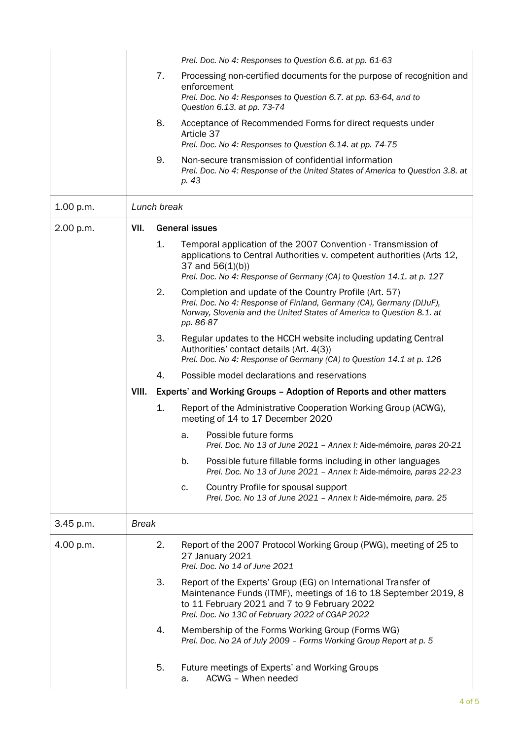| | |
|---|---|
| | *Prel. Doc. No 4: Responses to Question 6.6. at pp. 61-63* |
| | 7. Processing non-certified documents for the purpose of recognition and enforcement<br>*Prel. Doc. No 4: Responses to Question 6.7. at pp. 63-64, and to Question 6.13. at pp. 73-74* |
| | 8. Acceptance of Recommended Forms for direct requests under Article 37<br>*Prel. Doc. No 4: Responses to Question 6.14. at pp. 74-75* |
| | 9. Non-secure transmission of confidential information<br>*Prel. Doc. No 4: Response of the United States of America to Question 3.8. at p. 43* |
| 1.00 p.m. | *Lunch break* |
| 2.00 p.m. | **VII. General issues**<br>1. Temporal application of the 2007 Convention - Transmission of applications to Central Authorities v. competent authorities (Arts 12, 37 and 56(1)(b))<br>*Prel. Doc. No 4: Response of Germany (CA) to Question 14.1. at p. 127*<br>2. Completion and update of the Country Profile (Art. 57)<br>*Prel. Doc. No 4: Response of Finland, Germany (CA), Germany (DIJuF), Norway, Slovenia and the United States of America to Question 8.1. at pp. 86-87*<br>3. Regular updates to the HCCH website including updating Central Authorities' contact details (Art. 4(3))<br>*Prel. Doc. No 4: Response of Germany (CA) to Question 14.1 at p. 126*<br>4. Possible model declarations and reservations<br>**VIII. Experts' and Working Groups – Adoption of Reports and other matters**<br>1. Report of the Administrative Cooperation Working Group (ACWG), meeting of 14 to 17 December 2020<br>a. Possible future forms<br>*Prel. Doc. No 13 of June 2021 – Annex I:* Aide-mémoire*, paras 20-21*<br>b. Possible future fillable forms including in other languages<br>*Prel. Doc. No 13 of June 2021 – Annex I:* Aide-mémoire*, paras 22-23*<br>c. Country Profile for spousal support<br>*Prel. Doc. No 13 of June 2021 – Annex I:* Aide-mémoire*, para. 25* |
| 3.45 p.m. | *Break* |
| 4.00 p.m. | 2. Report of the 2007 Protocol Working Group (PWG), meeting of 25 to 27 January 2021<br>*Prel. Doc. No 14 of June 2021*<br>3. Report of the Experts' Group (EG) on International Transfer of Maintenance Funds (ITMF), meetings of 16 to 18 September 2019, 8 to 11 February 2021 and 7 to 9 February 2022<br>*Prel. Doc. No 13C of February 2022 of CGAP 2022*<br>4. Membership of the Forms Working Group (Forms WG)<br>*Prel. Doc. No 2A of July 2009 – Forms Working Group Report at p. 5*<br>5. Future meetings of Experts' and Working Groups<br>a. ACWG – When needed |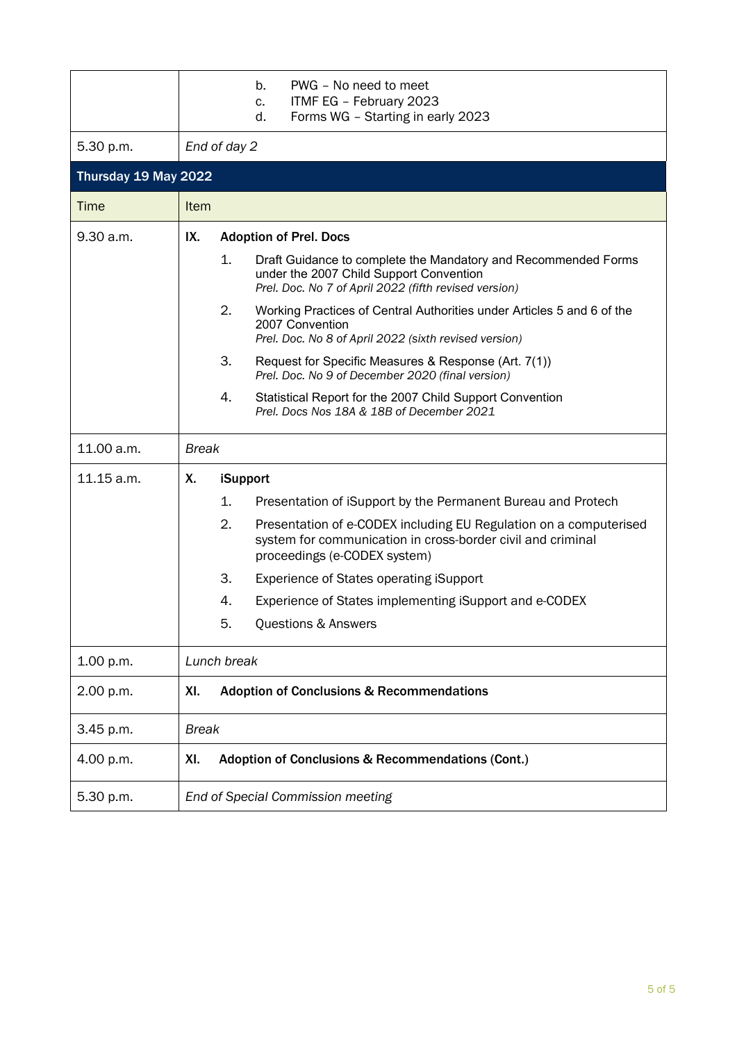| | |
|---|---|
| | b. PWG – No need to meet<br>c. ITMF EG – February 2023<br>d. Forms WG – Starting in early 2023 |
| 5.30 p.m. | *End of day 2* |
| **Thursday 19 May 2022** | |
| Time | Item |
| 9.30 a.m. | **IX. Adoption of Prel. Docs**<br>1. Draft Guidance to complete the Mandatory and Recommended Forms under the 2007 Child Support Convention<br>*Prel. Doc. No 7 of April 2022 (fifth revised version)*<br>2. Working Practices of Central Authorities under Articles 5 and 6 of the 2007 Convention<br>*Prel. Doc. No 8 of April 2022 (sixth revised version)*<br>3. Request for Specific Measures & Response (Art. 7(1))<br>*Prel. Doc. No 9 of December 2020 (final version)*<br>4. Statistical Report for the 2007 Child Support Convention<br>*Prel. Docs Nos 18A & 18B of December 2021* |
| 11.00 a.m. | *Break* |
| 11.15 a.m. | **X. iSupport**<br>1. Presentation of iSupport by the Permanent Bureau and Protech<br>2. Presentation of e-CODEX including EU Regulation on a computerised system for communication in cross-border civil and criminal proceedings (e-CODEX system)<br>3. Experience of States operating iSupport<br>4. Experience of States implementing iSupport and e-CODEX<br>5. Questions & Answers |
| 1.00 p.m. | *Lunch break* |
| 2.00 p.m. | **XI. Adoption of Conclusions & Recommendations** |
| 3.45 p.m. | *Break* |
| 4.00 p.m. | **XI. Adoption of Conclusions & Recommendations (Cont.)** |
| 5.30 p.m. | *End of Special Commission meeting* |